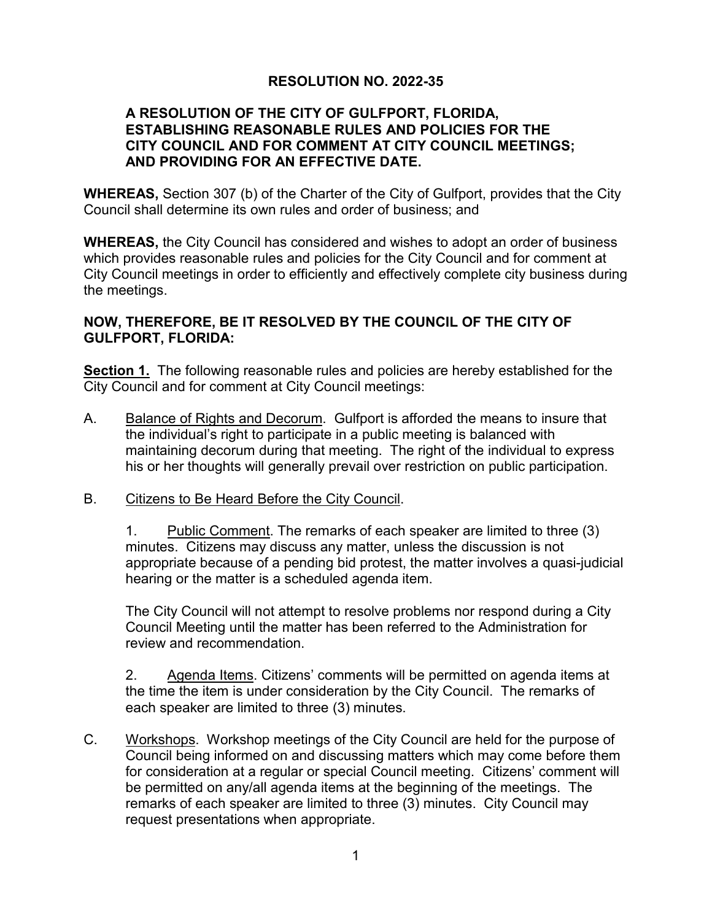# RESOLUTION NO. 2022-35

**A RESOLUTION OF THE CITY OF GULFPORT, FLORIDA, ESTABLISHING REASONABLE RULES AND POLICIES FOR THE CITY COUNCIL AND FOR COMMENT AT CITY COUNCIL MEETINGS; AND PROVIDING FOR AN EFFECTIVE DATE.**

**WHEREAS,** Section 307 (b) of the Charter of the City of Gulfport, provides that the City Council shall determine its own rules and order of business; and

**WHEREAS,** the City Council has considered and wishes to adopt an order of business which provides reasonable rules and policies for the City Council and for comment at City Council meetings in order to efficiently and effectively complete city business during the meetings.

**NOW, THEREFORE, BE IT RESOLVED BY THE COUNCIL OF THE CITY OF GULFPORT, FLORIDA:**

**Section 1.** The following reasonable rules and policies are hereby established for the City Council and for comment at City Council meetings:

A. Balance of Rights and Decorum. Gulfport is afforded the means to insure that the individual's right to participate in a public meeting is balanced with maintaining decorum during that meeting. The right of the individual to express his or her thoughts will generally prevail over restriction on public participation.

B. Citizens to Be Heard Before the City Council.

1. Public Comment. The remarks of each speaker are limited to three (3) minutes. Citizens may discuss any matter, unless the discussion is not appropriate because of a pending bid protest, the matter involves a quasi-judicial hearing or the matter is a scheduled agenda item.

The City Council will not attempt to resolve problems nor respond during a City Council Meeting until the matter has been referred to the Administration for review and recommendation.

2. Agenda Items. Citizens' comments will be permitted on agenda items at the time the item is under consideration by the City Council. The remarks of each speaker are limited to three (3) minutes.

C. Workshops. Workshop meetings of the City Council are held for the purpose of Council being informed on and discussing matters which may come before them for consideration at a regular or special Council meeting. Citizens' comment will be permitted on any/all agenda items at the beginning of the meetings. The remarks of each speaker are limited to three (3) minutes. City Council may request presentations when appropriate.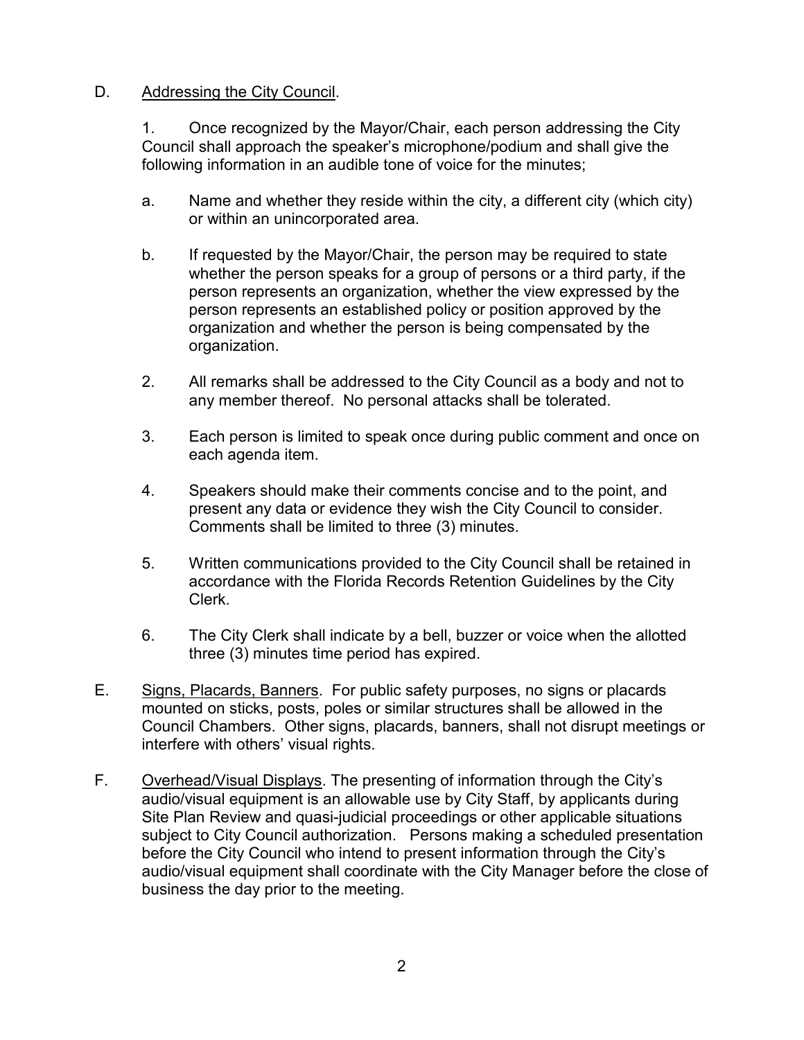D. <u>Addressing the City Council</u>.

1. Once recognized by the Mayor/Chair, each person addressing the City Council shall approach the speaker's microphone/podium and shall give the following information in an audible tone of voice for the minutes;

   a. Name and whether they reside within the city, a different city (which city) or within an unincorporated area.

   b. If requested by the Mayor/Chair, the person may be required to state whether the person speaks for a group of persons or a third party, if the person represents an organization, whether the view expressed by the person represents an established policy or position approved by the organization and whether the person is being compensated by the organization.

2. All remarks shall be addressed to the City Council as a body and not to any member thereof. No personal attacks shall be tolerated.

3. Each person is limited to speak once during public comment and once on each agenda item.

4. Speakers should make their comments concise and to the point, and present any data or evidence they wish the City Council to consider. Comments shall be limited to three (3) minutes.

5. Written communications provided to the City Council shall be retained in accordance with the Florida Records Retention Guidelines by the City Clerk.

6. The City Clerk shall indicate by a bell, buzzer or voice when the allotted three (3) minutes time period has expired.

E. <u>Signs, Placards, Banners</u>. For public safety purposes, no signs or placards mounted on sticks, posts, poles or similar structures shall be allowed in the Council Chambers. Other signs, placards, banners, shall not disrupt meetings or interfere with others' visual rights.

F. <u>Overhead/Visual Displays</u>. The presenting of information through the City's audio/visual equipment is an allowable use by City Staff, by applicants during Site Plan Review and quasi-judicial proceedings or other applicable situations subject to City Council authorization. Persons making a scheduled presentation before the City Council who intend to present information through the City's audio/visual equipment shall coordinate with the City Manager before the close of business the day prior to the meeting.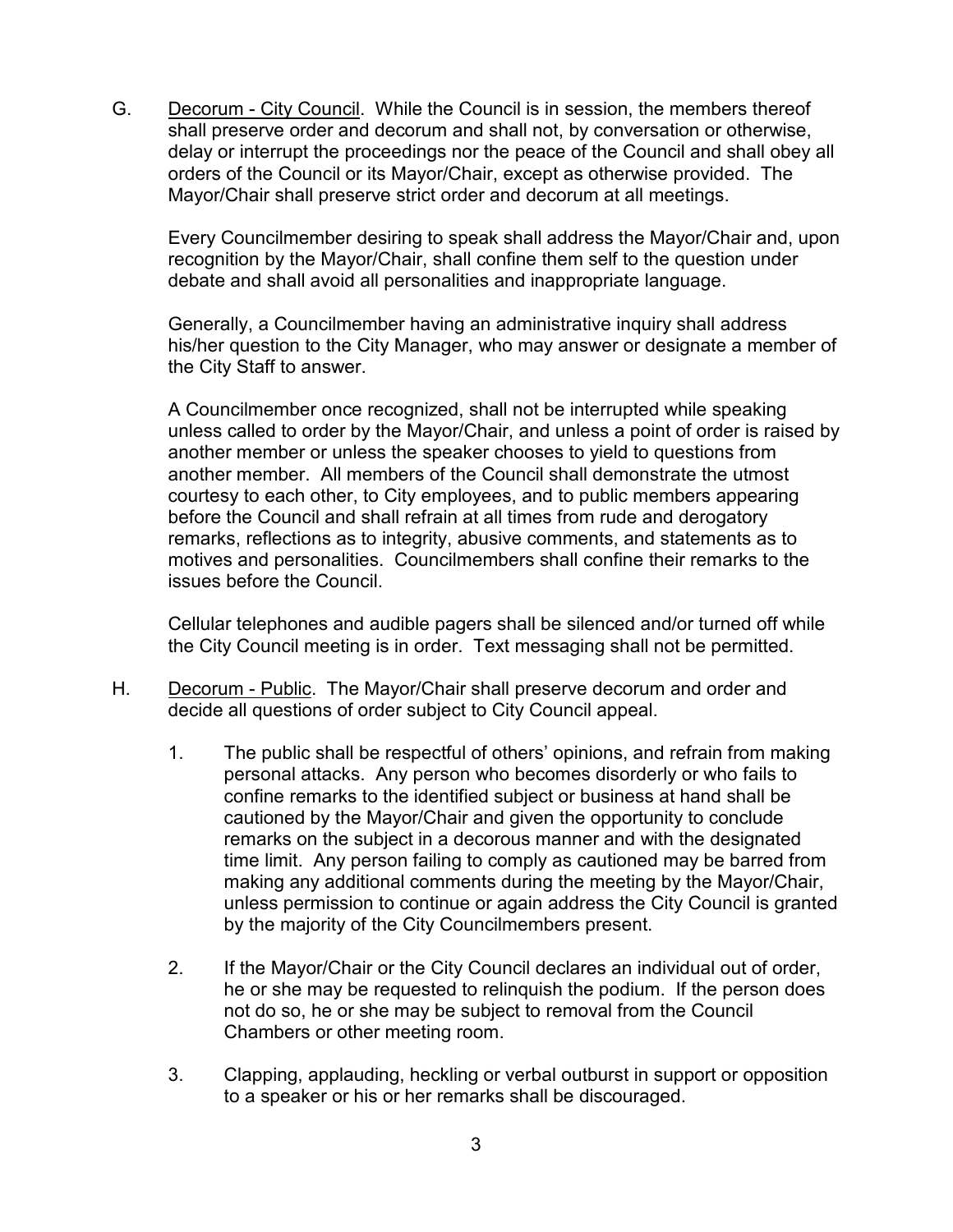G. Decorum - City Council. While the Council is in session, the members thereof shall preserve order and decorum and shall not, by conversation or otherwise, delay or interrupt the proceedings nor the peace of the Council and shall obey all orders of the Council or its Mayor/Chair, except as otherwise provided. The Mayor/Chair shall preserve strict order and decorum at all meetings.

Every Councilmember desiring to speak shall address the Mayor/Chair and, upon recognition by the Mayor/Chair, shall confine them self to the question under debate and shall avoid all personalities and inappropriate language.

Generally, a Councilmember having an administrative inquiry shall address his/her question to the City Manager, who may answer or designate a member of the City Staff to answer.

A Councilmember once recognized, shall not be interrupted while speaking unless called to order by the Mayor/Chair, and unless a point of order is raised by another member or unless the speaker chooses to yield to questions from another member. All members of the Council shall demonstrate the utmost courtesy to each other, to City employees, and to public members appearing before the Council and shall refrain at all times from rude and derogatory remarks, reflections as to integrity, abusive comments, and statements as to motives and personalities. Councilmembers shall confine their remarks to the issues before the Council.

Cellular telephones and audible pagers shall be silenced and/or turned off while the City Council meeting is in order. Text messaging shall not be permitted.

H. Decorum - Public. The Mayor/Chair shall preserve decorum and order and decide all questions of order subject to City Council appeal.

1. The public shall be respectful of others' opinions, and refrain from making personal attacks. Any person who becomes disorderly or who fails to confine remarks to the identified subject or business at hand shall be cautioned by the Mayor/Chair and given the opportunity to conclude remarks on the subject in a decorous manner and with the designated time limit. Any person failing to comply as cautioned may be barred from making any additional comments during the meeting by the Mayor/Chair, unless permission to continue or again address the City Council is granted by the majority of the City Councilmembers present.

2. If the Mayor/Chair or the City Council declares an individual out of order, he or she may be requested to relinquish the podium. If the person does not do so, he or she may be subject to removal from the Council Chambers or other meeting room.

3. Clapping, applauding, heckling or verbal outburst in support or opposition to a speaker or his or her remarks shall be discouraged.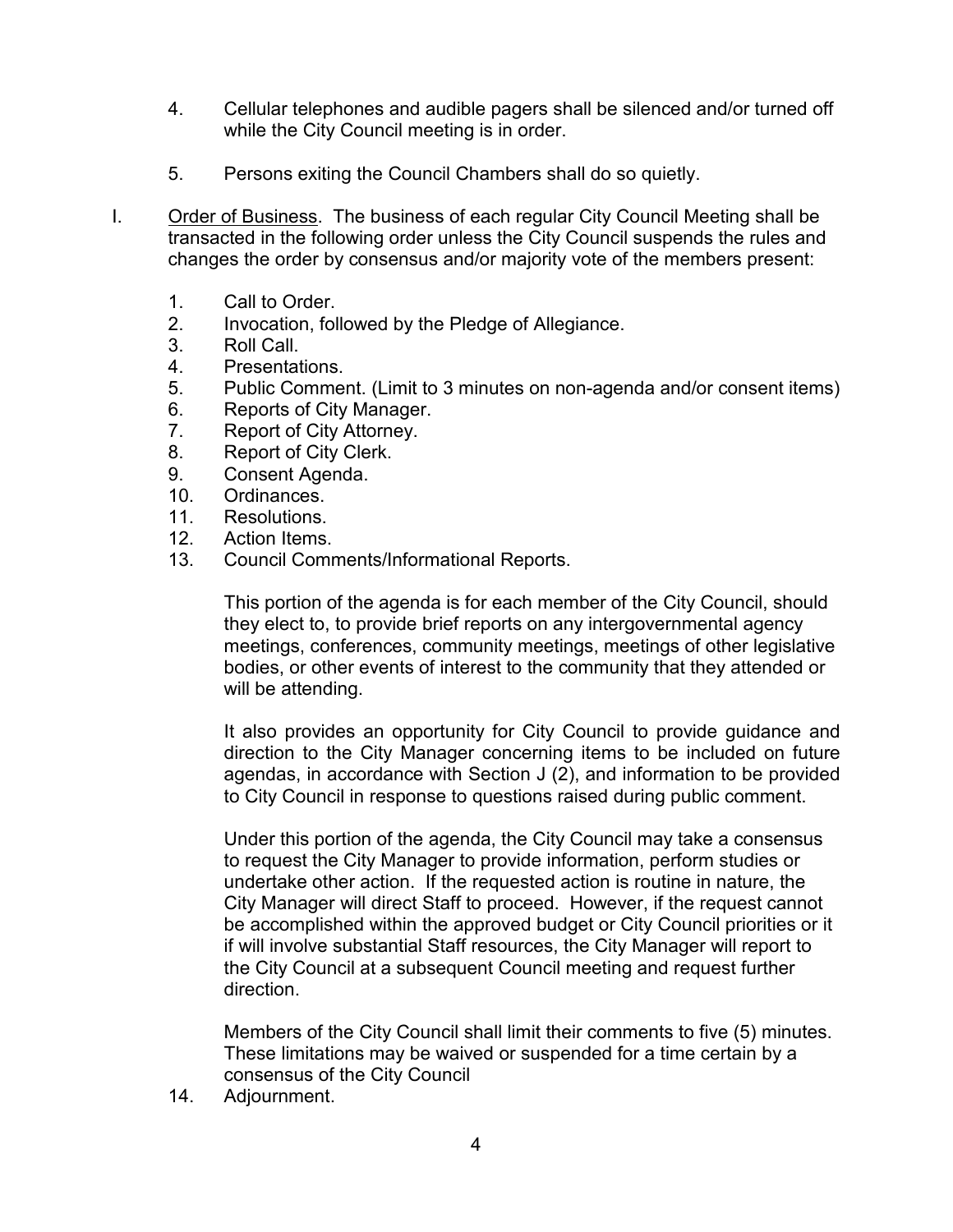4. Cellular telephones and audible pagers shall be silenced and/or turned off while the City Council meeting is in order.

5. Persons exiting the Council Chambers shall do so quietly.

I. <u>Order of Business</u>. The business of each regular City Council Meeting shall be transacted in the following order unless the City Council suspends the rules and changes the order by consensus and/or majority vote of the members present:

1. Call to Order.
2. Invocation, followed by the Pledge of Allegiance.
3. Roll Call.
4. Presentations.
5. Public Comment. (Limit to 3 minutes on non-agenda and/or consent items)
6. Reports of City Manager.
7. Report of City Attorney.
8. Report of City Clerk.
9. Consent Agenda.
10. Ordinances.
11. Resolutions.
12. Action Items.
13. Council Comments/Informational Reports.

    This portion of the agenda is for each member of the City Council, should they elect to, to provide brief reports on any intergovernmental agency meetings, conferences, community meetings, meetings of other legislative bodies, or other events of interest to the community that they attended or will be attending.

    It also provides an opportunity for City Council to provide guidance and direction to the City Manager concerning items to be included on future agendas, in accordance with Section J (2), and information to be provided to City Council in response to questions raised during public comment.

    Under this portion of the agenda, the City Council may take a consensus to request the City Manager to provide information, perform studies or undertake other action. If the requested action is routine in nature, the City Manager will direct Staff to proceed. However, if the request cannot be accomplished within the approved budget or City Council priorities or it if will involve substantial Staff resources, the City Manager will report to the City Council at a subsequent Council meeting and request further direction.

    Members of the City Council shall limit their comments to five (5) minutes. These limitations may be waived or suspended for a time certain by a consensus of the City Council

14. Adjournment.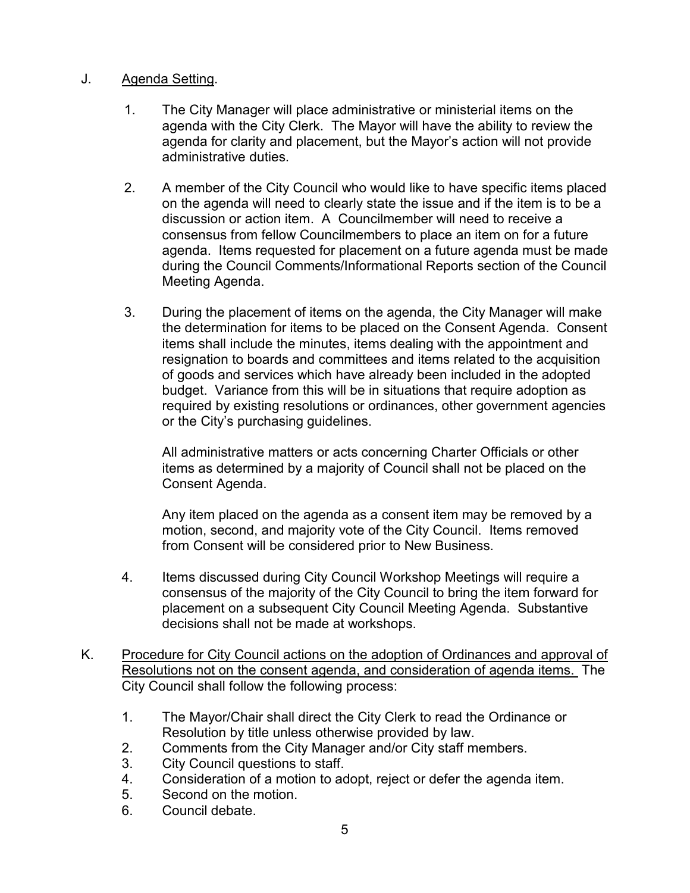J. <u>Agenda Setting</u>.

1. The City Manager will place administrative or ministerial items on the agenda with the City Clerk. The Mayor will have the ability to review the agenda for clarity and placement, but the Mayor's action will not provide administrative duties.

2. A member of the City Council who would like to have specific items placed on the agenda will need to clearly state the issue and if the item is to be a discussion or action item. A Councilmember will need to receive a consensus from fellow Councilmembers to place an item on for a future agenda. Items requested for placement on a future agenda must be made during the Council Comments/Informational Reports section of the Council Meeting Agenda.

3. During the placement of items on the agenda, the City Manager will make the determination for items to be placed on the Consent Agenda. Consent items shall include the minutes, items dealing with the appointment and resignation to boards and committees and items related to the acquisition of goods and services which have already been included in the adopted budget. Variance from this will be in situations that require adoption as required by existing resolutions or ordinances, other government agencies or the City's purchasing guidelines.

   All administrative matters or acts concerning Charter Officials or other items as determined by a majority of Council shall not be placed on the Consent Agenda.

   Any item placed on the agenda as a consent item may be removed by a motion, second, and majority vote of the City Council. Items removed from Consent will be considered prior to New Business.

4. Items discussed during City Council Workshop Meetings will require a consensus of the majority of the City Council to bring the item forward for placement on a subsequent City Council Meeting Agenda. Substantive decisions shall not be made at workshops.

K. <u>Procedure for City Council actions on the adoption of Ordinances and approval of Resolutions not on the consent agenda, and consideration of agenda items.</u> The City Council shall follow the following process:

1. The Mayor/Chair shall direct the City Clerk to read the Ordinance or Resolution by title unless otherwise provided by law.
2. Comments from the City Manager and/or City staff members.
3. City Council questions to staff.
4. Consideration of a motion to adopt, reject or defer the agenda item.
5. Second on the motion.
6. Council debate.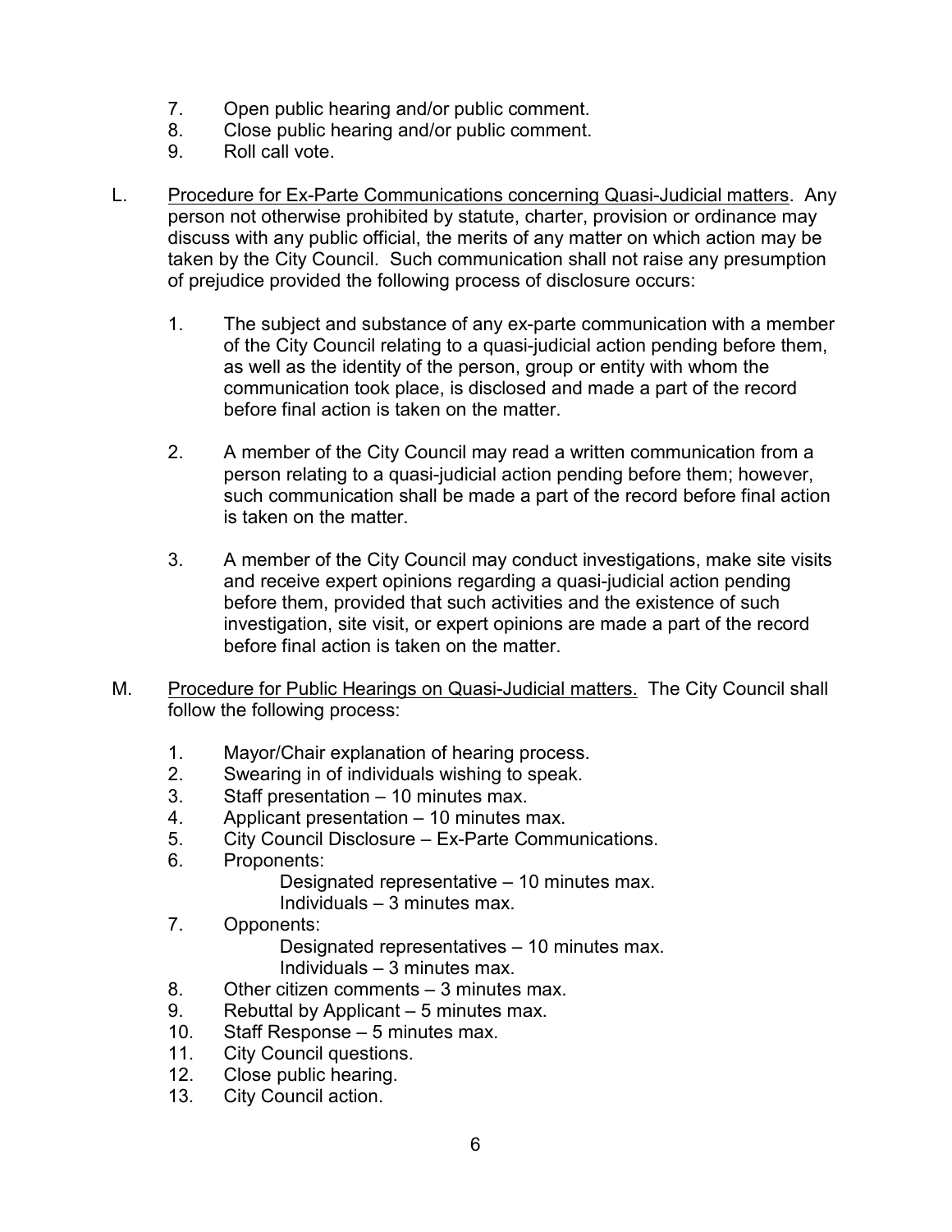7. Open public hearing and/or public comment.
8. Close public hearing and/or public comment.
9. Roll call vote.

L. <u>Procedure for Ex-Parte Communications concerning Quasi-Judicial matters</u>. Any person not otherwise prohibited by statute, charter, provision or ordinance may discuss with any public official, the merits of any matter on which action may be taken by the City Council. Such communication shall not raise any presumption of prejudice provided the following process of disclosure occurs:

   1. The subject and substance of any ex-parte communication with a member of the City Council relating to a quasi-judicial action pending before them, as well as the identity of the person, group or entity with whom the communication took place, is disclosed and made a part of the record before final action is taken on the matter.

   2. A member of the City Council may read a written communication from a person relating to a quasi-judicial action pending before them; however, such communication shall be made a part of the record before final action is taken on the matter.

   3. A member of the City Council may conduct investigations, make site visits and receive expert opinions regarding a quasi-judicial action pending before them, provided that such activities and the existence of such investigation, site visit, or expert opinions are made a part of the record before final action is taken on the matter.

M. <u>Procedure for Public Hearings on Quasi-Judicial matters.</u> The City Council shall follow the following process:

   1. Mayor/Chair explanation of hearing process.
   2. Swearing in of individuals wishing to speak.
   3. Staff presentation – 10 minutes max.
   4. Applicant presentation – 10 minutes max.
   5. City Council Disclosure – Ex-Parte Communications.
   6. Proponents:
      - Designated representative – 10 minutes max.
      - Individuals – 3 minutes max.
   7. Opponents:
      - Designated representatives – 10 minutes max.
      - Individuals – 3 minutes max.
   8. Other citizen comments – 3 minutes max.
   9. Rebuttal by Applicant – 5 minutes max.
   10. Staff Response – 5 minutes max.
   11. City Council questions.
   12. Close public hearing.
   13. City Council action.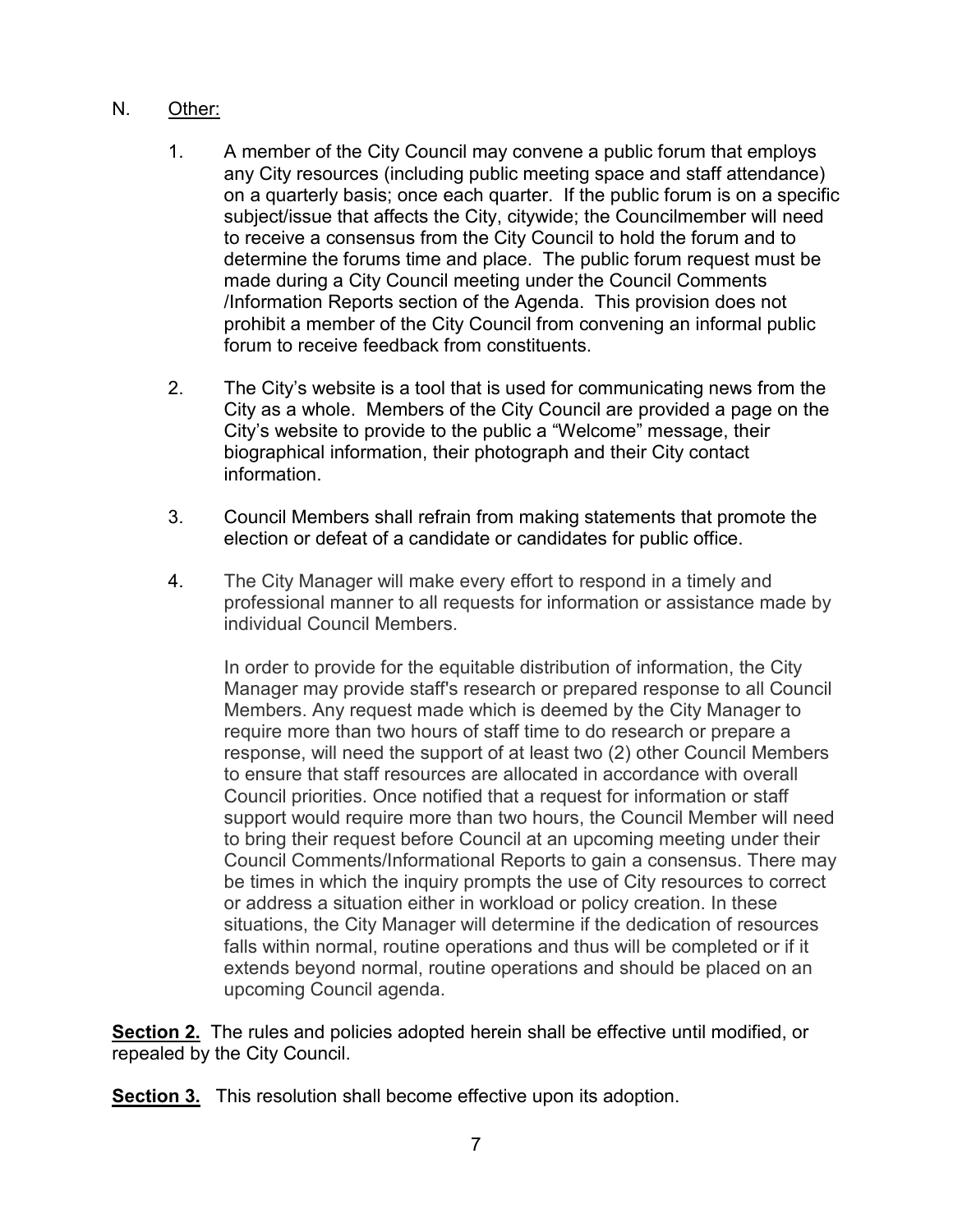N. <u>Other:</u>

1. A member of the City Council may convene a public forum that employs any City resources (including public meeting space and staff attendance) on a quarterly basis; once each quarter. If the public forum is on a specific subject/issue that affects the City, citywide; the Councilmember will need to receive a consensus from the City Council to hold the forum and to determine the forums time and place. The public forum request must be made during a City Council meeting under the Council Comments /Information Reports section of the Agenda. This provision does not prohibit a member of the City Council from convening an informal public forum to receive feedback from constituents.

2. The City's website is a tool that is used for communicating news from the City as a whole. Members of the City Council are provided a page on the City's website to provide to the public a "Welcome" message, their biographical information, their photograph and their City contact information.

3. Council Members shall refrain from making statements that promote the election or defeat of a candidate or candidates for public office.

4. The City Manager will make every effort to respond in a timely and professional manner to all requests for information or assistance made by individual Council Members.

   In order to provide for the equitable distribution of information, the City Manager may provide staff's research or prepared response to all Council Members. Any request made which is deemed by the City Manager to require more than two hours of staff time to do research or prepare a response, will need the support of at least two (2) other Council Members to ensure that staff resources are allocated in accordance with overall Council priorities. Once notified that a request for information or staff support would require more than two hours, the Council Member will need to bring their request before Council at an upcoming meeting under their Council Comments/Informational Reports to gain a consensus. There may be times in which the inquiry prompts the use of City resources to correct or address a situation either in workload or policy creation. In these situations, the City Manager will determine if the dedication of resources falls within normal, routine operations and thus will be completed or if it extends beyond normal, routine operations and should be placed on an upcoming Council agenda.

**<u>Section 2.</u>** The rules and policies adopted herein shall be effective until modified, or repealed by the City Council.

**<u>Section 3.</u>** This resolution shall become effective upon its adoption.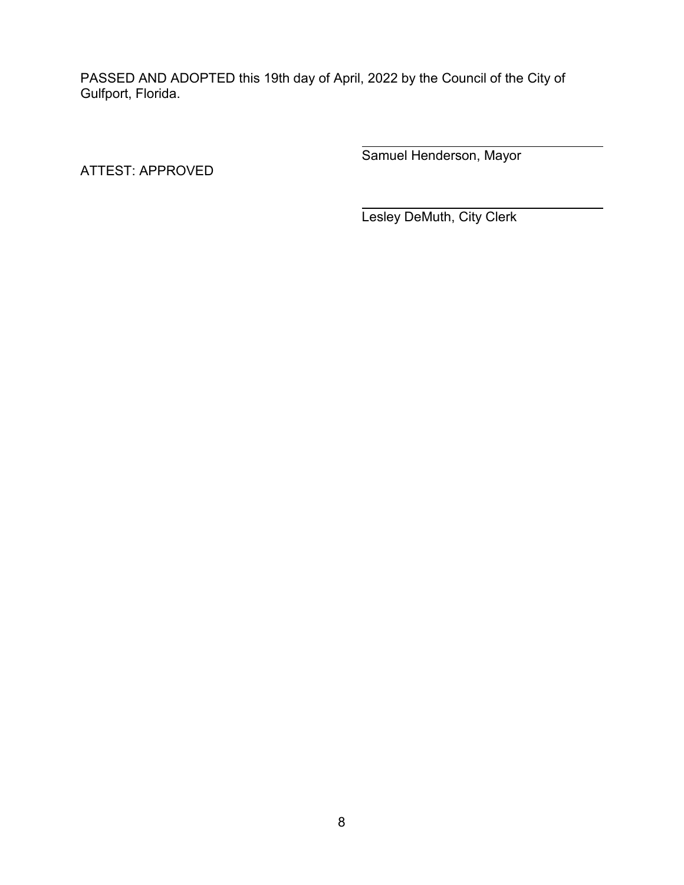PASSED AND ADOPTED this 19th day of April, 2022 by the Council of the City of Gulfport, Florida.

\_\_\_\_\_\_\_\_\_\_\_\_\_\_\_\_\_\_\_\_\_\_\_\_\_\_\_\_\_\_\_\_\_\_\_\_

Samuel Henderson, Mayor

ATTEST: APPROVED

\_\_\_\_\_\_\_\_\_\_\_\_\_\_\_\_\_\_\_\_\_\_\_\_\_\_\_\_\_\_\_\_\_\_\_\_

Lesley DeMuth, City Clerk